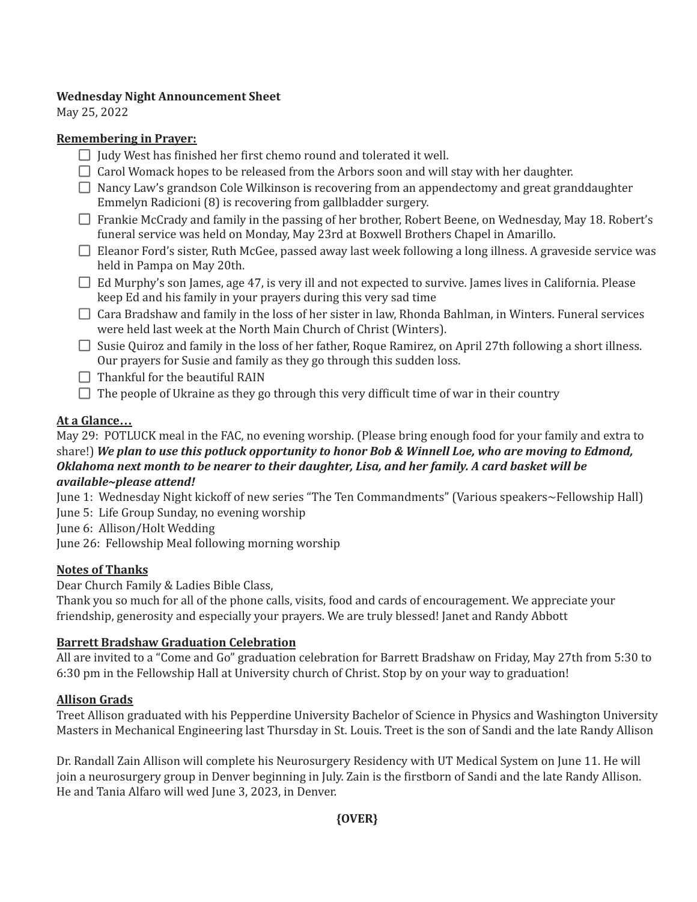**Wednesday Night Announcement Sheet**

May 25, 2022

**Remembering in Prayer:**

- [ ] Judy West has finished her first chemo round and tolerated it well.
- [ ] Carol Womack hopes to be released from the Arbors soon and will stay with her daughter.
- [ ] Nancy Law's grandson Cole Wilkinson is recovering from an appendectomy and great granddaughter Emmelyn Radicioni (8) is recovering from gallbladder surgery.
- [ ] Frankie McCrady and family in the passing of her brother, Robert Beene, on Wednesday, May 18. Robert's funeral service was held on Monday, May 23rd at Boxwell Brothers Chapel in Amarillo.
- [ ] Eleanor Ford's sister, Ruth McGee, passed away last week following a long illness. A graveside service was held in Pampa on May 20th.
- [ ] Ed Murphy's son James, age 47, is very ill and not expected to survive. James lives in California. Please keep Ed and his family in your prayers during this very sad time
- [ ] Cara Bradshaw and family in the loss of her sister in law, Rhonda Bahlman, in Winters. Funeral services were held last week at the North Main Church of Christ (Winters).
- [ ] Susie Quiroz and family in the loss of her father, Roque Ramirez, on April 27th following a short illness. Our prayers for Susie and family as they go through this sudden loss.
- [ ] Thankful for the beautiful RAIN
- [ ] The people of Ukraine as they go through this very difficult time of war in their country

**At a Glance…**

May 29: POTLUCK meal in the FAC, no evening worship. (Please bring enough food for your family and extra to share!) ***We plan to use this potluck opportunity to honor Bob & Winnell Loe, who are moving to Edmond, Oklahoma next month to be nearer to their daughter, Lisa, and her family. A card basket will be available~please attend!***

June 1: Wednesday Night kickoff of new series "The Ten Commandments" (Various speakers~Fellowship Hall)

June 5: Life Group Sunday, no evening worship

June 6: Allison/Holt Wedding

June 26: Fellowship Meal following morning worship

**Notes of Thanks**

Dear Church Family & Ladies Bible Class,

Thank you so much for all of the phone calls, visits, food and cards of encouragement. We appreciate your friendship, generosity and especially your prayers. We are truly blessed! Janet and Randy Abbott

**Barrett Bradshaw Graduation Celebration**

All are invited to a "Come and Go" graduation celebration for Barrett Bradshaw on Friday, May 27th from 5:30 to 6:30 pm in the Fellowship Hall at University church of Christ. Stop by on your way to graduation!

**Allison Grads**

Treet Allison graduated with his Pepperdine University Bachelor of Science in Physics and Washington University Masters in Mechanical Engineering last Thursday in St. Louis. Treet is the son of Sandi and the late Randy Allison

Dr. Randall Zain Allison will complete his Neurosurgery Residency with UT Medical System on June 11. He will join a neurosurgery group in Denver beginning in July. Zain is the firstborn of Sandi and the late Randy Allison. He and Tania Alfaro will wed June 3, 2023, in Denver.

**{OVER}**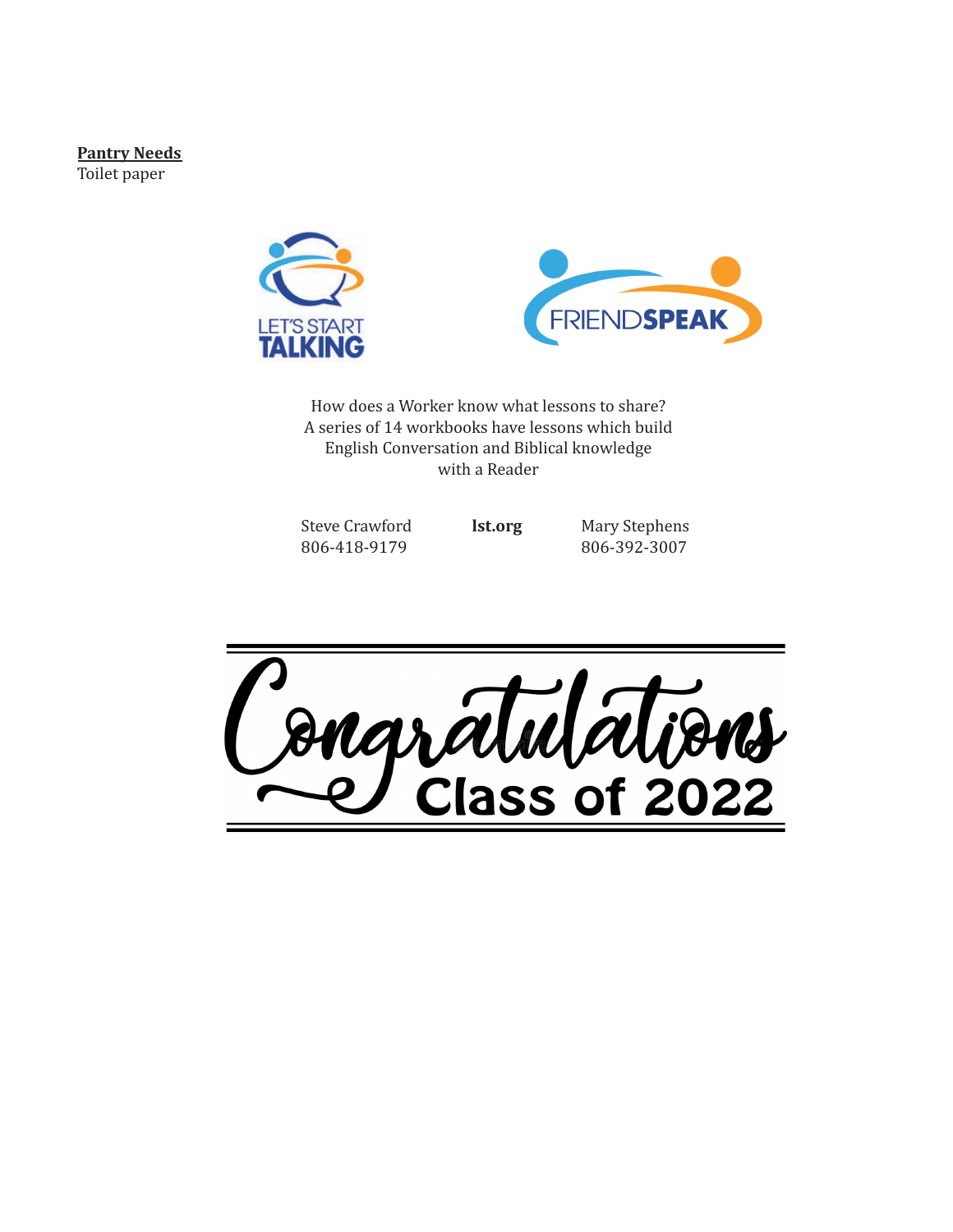**Pantry Needs**
Toilet paper

LET'S START TALKING

FRIENDSPEAK

How does a Worker know what lessons to share?
A series of 14 workbooks have lessons which build
English Conversation and Biblical knowledge
with a Reader

| | | |
|---|---|---|
| Steve Crawford<br>806-418-9179 | **lst.org** | Mary Stephens<br>806-392-3007 |

Congratulations
Class of 2022